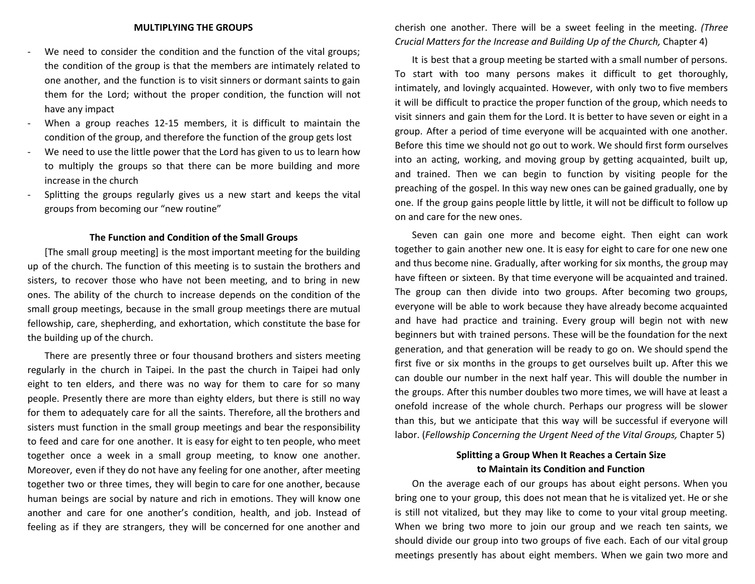## MULTIPLYING THE GROUPS

- We need to consider the condition and the function of the vital groups; the condition of the group is that the members are intimately related to one another, and the function is to visit sinners or dormant saints to gain them for the Lord; without the proper condition, the function will not have any impact
- When a group reaches 12-15 members, it is difficult to maintain the condition of the group, and therefore the function of the group gets lost
- We need to use the little power that the Lord has given to us to learn how to multiply the groups so that there can be more building and more increase in the church
- Splitting the groups regularly gives us a new start and keeps the vital groups from becoming our "new routine"

### The Function and Condition of the Small Groups

[The small group meeting] is the most important meeting for the building up of the church. The function of this meeting is to sustain the brothers and sisters, to recover those who have not been meeting, and to bring in new ones. The ability of the church to increase depends on the condition of the small group meetings, because in the small group meetings there are mutual fellowship, care, shepherding, and exhortation, which constitute the base for the building up of the church.

There are presently three or four thousand brothers and sisters meeting regularly in the church in Taipei. In the past the church in Taipei had only eight to ten elders, and there was no way for them to care for so many people. Presently there are more than eighty elders, but there is still no way for them to adequately care for all the saints. Therefore, all the brothers and sisters must function in the small group meetings and bear the responsibility to feed and care for one another. It is easy for eight to ten people, who meet together once a week in a small group meeting, to know one another. Moreover, even if they do not have any feeling for one another, after meeting together two or three times, they will begin to care for one another, because human beings are social by nature and rich in emotions. They will know one another and care for one another's condition, health, and job. Instead of feeling as if they are strangers, they will be concerned for one another and cherish one another. There will be a sweet feeling in the meeting. (*Three Crucial Matters for the Increase and Building Up of the Church,* Chapter 4)

It is best that a group meeting be started with a small number of persons. To start with too many persons makes it difficult to get thoroughly, intimately, and lovingly acquainted. However, with only two to five members it will be difficult to practice the proper function of the group, which needs to visit sinners and gain them for the Lord. It is better to have seven or eight in a group. After a period of time everyone will be acquainted with one another. Before this time we should not go out to work. We should first form ourselves into an acting, working, and moving group by getting acquainted, built up, and trained. Then we can begin to function by visiting people for the preaching of the gospel. In this way new ones can be gained gradually, one by one. If the group gains people little by little, it will not be difficult to follow up on and care for the new ones.

Seven can gain one more and become eight. Then eight can work together to gain another new one. It is easy for eight to care for one new one and thus become nine. Gradually, after working for six months, the group may have fifteen or sixteen. By that time everyone will be acquainted and trained. The group can then divide into two groups. After becoming two groups, everyone will be able to work because they have already become acquainted and have had practice and training. Every group will begin not with new beginners but with trained persons. These will be the foundation for the next generation, and that generation will be ready to go on. We should spend the first five or six months in the groups to get ourselves built up. After this we can double our number in the next half year. This will double the number in the groups. After this number doubles two more times, we will have at least a onefold increase of the whole church. Perhaps our progress will be slower than this, but we anticipate that this way will be successful if everyone will labor. (*Fellowship Concerning the Urgent Need of the Vital Groups,* Chapter 5)

### Splitting a Group When It Reaches a Certain Size to Maintain its Condition and Function

On the average each of our groups has about eight persons. When you bring one to your group, this does not mean that he is vitalized yet. He or she is still not vitalized, but they may like to come to your vital group meeting. When we bring two more to join our group and we reach ten saints, we should divide our group into two groups of five each. Each of our vital group meetings presently has about eight members. When we gain two more and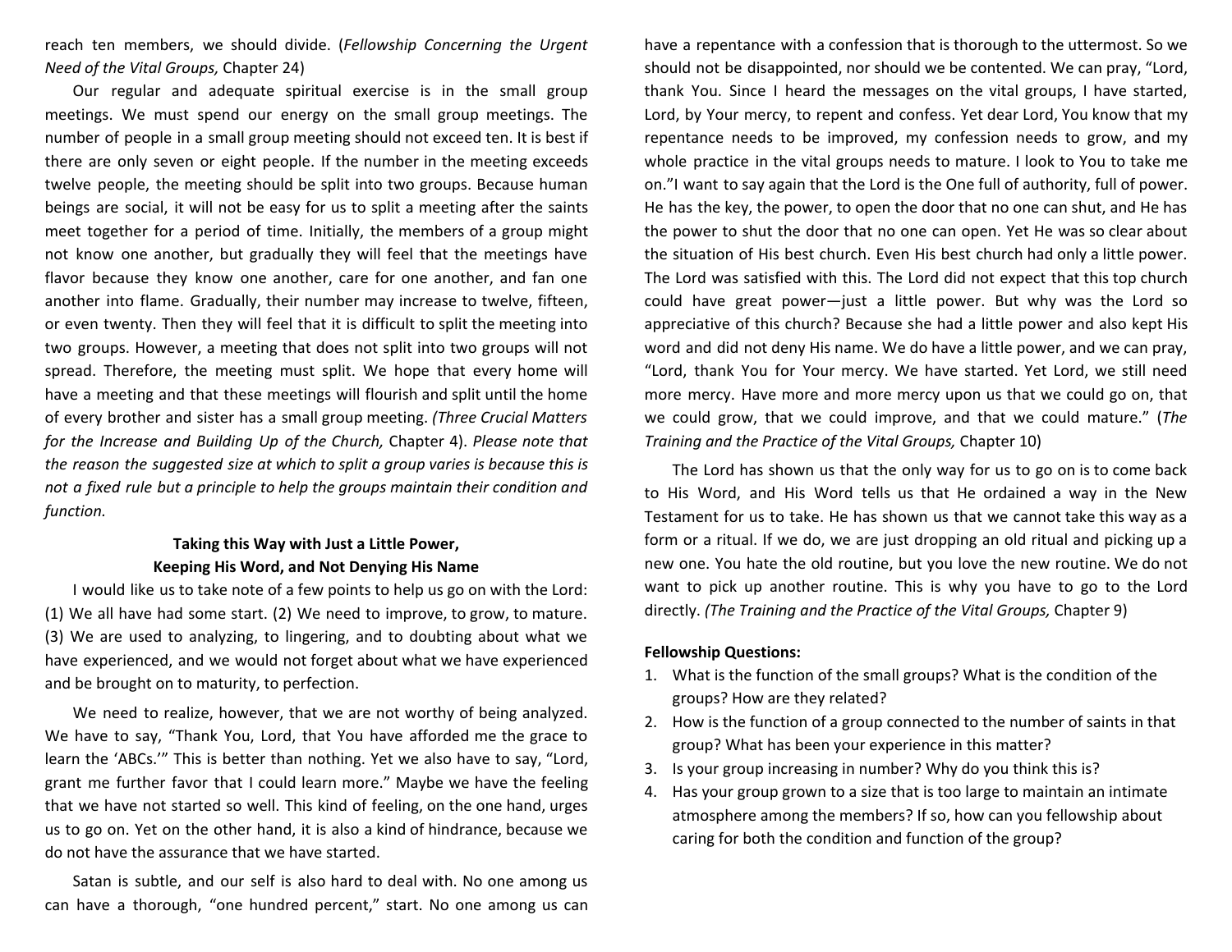reach ten members, we should divide. (*Fellowship Concerning the Urgent Need of the Vital Groups,* Chapter 24)

Our regular and adequate spiritual exercise is in the small group meetings. We must spend our energy on the small group meetings. The number of people in a small group meeting should not exceed ten. It is best if there are only seven or eight people. If the number in the meeting exceeds twelve people, the meeting should be split into two groups. Because human beings are social, it will not be easy for us to split a meeting after the saints meet together for a period of time. Initially, the members of a group might not know one another, but gradually they will feel that the meetings have flavor because they know one another, care for one another, and fan one another into flame. Gradually, their number may increase to twelve, fifteen, or even twenty. Then they will feel that it is difficult to split the meeting into two groups. However, a meeting that does not split into two groups will not spread. Therefore, the meeting must split. We hope that every home will have a meeting and that these meetings will flourish and split until the home of every brother and sister has a small group meeting. *(Three Crucial Matters for the Increase and Building Up of the Church,* Chapter 4). *Please note that the reason the suggested size at which to split a group varies is because this is not a fixed rule but a principle to help the groups maintain their condition and function.*

**Taking this Way with Just a Little Power,**
**Keeping His Word, and Not Denying His Name**

I would like us to take note of a few points to help us go on with the Lord: (1) We all have had some start. (2) We need to improve, to grow, to mature. (3) We are used to analyzing, to lingering, and to doubting about what we have experienced, and we would not forget about what we have experienced and be brought on to maturity, to perfection.

We need to realize, however, that we are not worthy of being analyzed. We have to say, "Thank You, Lord, that You have afforded me the grace to learn the 'ABCs.'" This is better than nothing. Yet we also have to say, "Lord, grant me further favor that I could learn more." Maybe we have the feeling that we have not started so well. This kind of feeling, on the one hand, urges us to go on. Yet on the other hand, it is also a kind of hindrance, because we do not have the assurance that we have started.

Satan is subtle, and our self is also hard to deal with. No one among us can have a thorough, "one hundred percent," start. No one among us can have a repentance with a confession that is thorough to the uttermost. So we should not be disappointed, nor should we be contented. We can pray, "Lord, thank You. Since I heard the messages on the vital groups, I have started, Lord, by Your mercy, to repent and confess. Yet dear Lord, You know that my repentance needs to be improved, my confession needs to grow, and my whole practice in the vital groups needs to mature. I look to You to take me on."I want to say again that the Lord is the One full of authority, full of power. He has the key, the power, to open the door that no one can shut, and He has the power to shut the door that no one can open. Yet He was so clear about the situation of His best church. Even His best church had only a little power. The Lord was satisfied with this. The Lord did not expect that this top church could have great power—just a little power. But why was the Lord so appreciative of this church? Because she had a little power and also kept His word and did not deny His name. We do have a little power, and we can pray, "Lord, thank You for Your mercy. We have started. Yet Lord, we still need more mercy. Have more and more mercy upon us that we could go on, that we could grow, that we could improve, and that we could mature." (*The Training and the Practice of the Vital Groups,* Chapter 10)

The Lord has shown us that the only way for us to go on is to come back to His Word, and His Word tells us that He ordained a way in the New Testament for us to take. He has shown us that we cannot take this way as a form or a ritual. If we do, we are just dropping an old ritual and picking up a new one. You hate the old routine, but you love the new routine. We do not want to pick up another routine. This is why you have to go to the Lord directly. *(The Training and the Practice of the Vital Groups,* Chapter 9)

**Fellowship Questions:**

1. What is the function of the small groups? What is the condition of the groups? How are they related?
2. How is the function of a group connected to the number of saints in that group? What has been your experience in this matter?
3. Is your group increasing in number? Why do you think this is?
4. Has your group grown to a size that is too large to maintain an intimate atmosphere among the members? If so, how can you fellowship about caring for both the condition and function of the group?